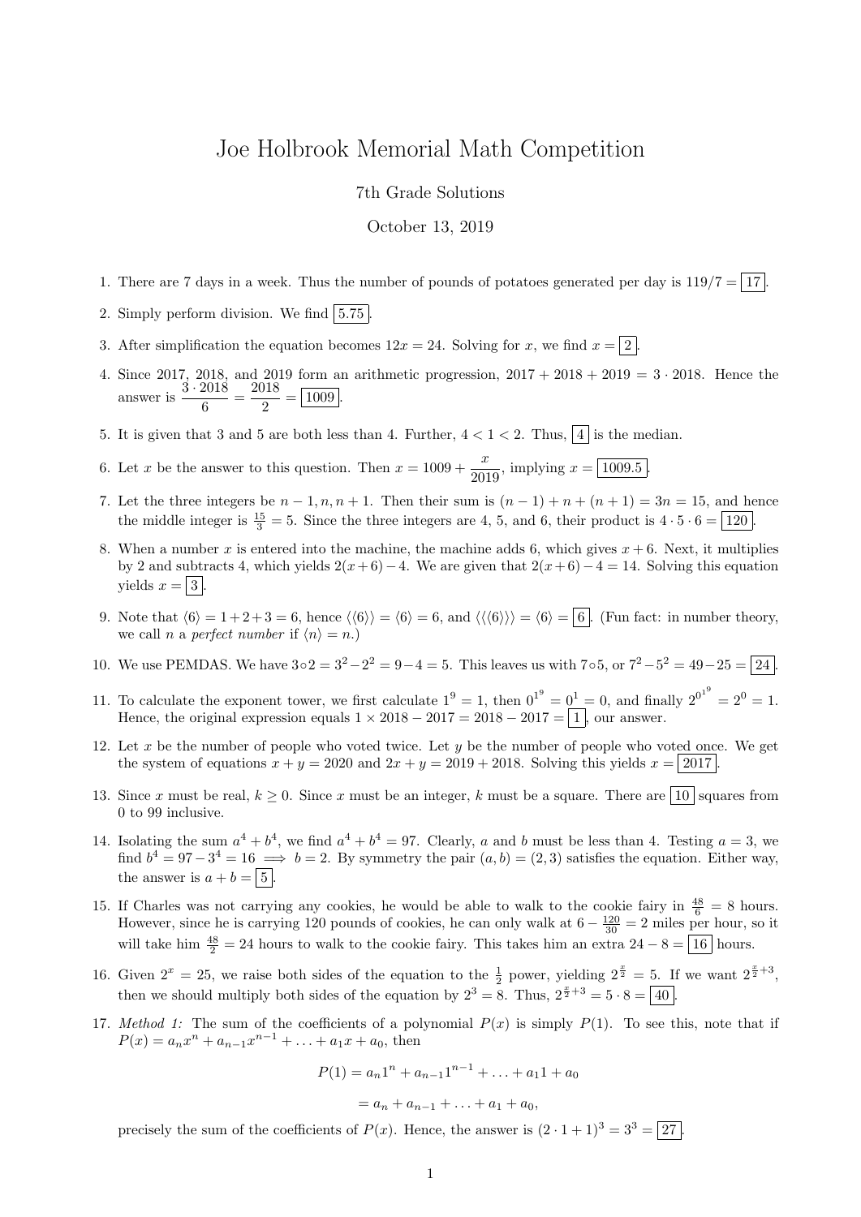# Joe Holbrook Memorial Math Competition

7th Grade Solutions

October 13, 2019

1. There are 7 days in a week. Thus the number of pounds of potatoes generated per day is $119/7 = \boxed{17}$.

2. Simply perform division. We find $\boxed{5.75}$.

3. After simplification the equation becomes $12x = 24$. Solving for $x$, we find $x = \boxed{2}$.

4. Since 2017, 2018, and 2019 form an arithmetic progression, $2017 + 2018 + 2019 = 3 \cdot 2018$. Hence the answer is $\dfrac{3 \cdot 2018}{6} = \dfrac{2018}{2} = \boxed{1009}$.

5. It is given that 3 and 5 are both less than 4. Further, $4 < 1 < 2$. Thus, $\boxed{4}$ is the median.

6. Let $x$ be the answer to this question. Then $x = 1009 + \dfrac{x}{2019}$, implying $x = \boxed{1009.5}$.

7. Let the three integers be $n-1, n, n+1$. Then their sum is $(n-1) + n + (n+1) = 3n = 15$, and hence the middle integer is $\frac{15}{3} = 5$. Since the three integers are 4, 5, and 6, their product is $4 \cdot 5 \cdot 6 = \boxed{120}$.

8. When a number $x$ is entered into the machine, the machine adds 6, which gives $x + 6$. Next, it multiplies by 2 and subtracts 4, which yields $2(x+6) - 4$. We are given that $2(x+6) - 4 = 14$. Solving this equation yields $x = \boxed{3}$.

9. Note that $\langle 6 \rangle = 1 + 2 + 3 = 6$, hence $\langle\langle 6 \rangle\rangle = \langle 6 \rangle = 6$, and $\langle\langle\langle 6 \rangle\rangle\rangle = \langle 6 \rangle = \boxed{6}$. (Fun fact: in number theory, we call $n$ a *perfect number* if $\langle n \rangle = n$.)

10. We use PEMDAS. We have $3 \circ 2 = 3^2 - 2^2 = 9 - 4 = 5$. This leaves us with $7 \circ 5$, or $7^2 - 5^2 = 49 - 25 = \boxed{24}$.

11. To calculate the exponent tower, we first calculate $1^9 = 1$, then $0^{1^9} = 0^1 = 0$, and finally $2^{0^{1^9}} = 2^0 = 1$. Hence, the original expression equals $1 \times 2018 - 2017 = 2018 - 2017 = \boxed{1}$, our answer.

12. Let $x$ be the number of people who voted twice. Let $y$ be the number of people who voted once. We get the system of equations $x + y = 2020$ and $2x + y = 2019 + 2018$. Solving this yields $x = \boxed{2017}$.

13. Since $x$ must be real, $k \geq 0$. Since $x$ must be an integer, $k$ must be a square. There are $\boxed{10}$ squares from 0 to 99 inclusive.

14. Isolating the sum $a^4 + b^4$, we find $a^4 + b^4 = 97$. Clearly, $a$ and $b$ must be less than 4. Testing $a = 3$, we find $b^4 = 97 - 3^4 = 16 \implies b = 2$. By symmetry the pair $(a, b) = (2, 3)$ satisfies the equation. Either way, the answer is $a + b = \boxed{5}$.

15. If Charles was not carrying any cookies, he would be able to walk to the cookie fairy in $\frac{48}{6} = 8$ hours. However, since he is carrying 120 pounds of cookies, he can only walk at $6 - \frac{120}{30} = 2$ miles per hour, so it will take him $\frac{48}{2} = 24$ hours to walk to the cookie fairy. This takes him an extra $24 - 8 = \boxed{16}$ hours.

16. Given $2^x = 25$, we raise both sides of the equation to the $\frac{1}{2}$ power, yielding $2^{\frac{x}{2}} = 5$. If we want $2^{\frac{x}{2}+3}$, then we should multiply both sides of the equation by $2^3 = 8$. Thus, $2^{\frac{x}{2}+3} = 5 \cdot 8 = \boxed{40}$.

17. *Method 1:* The sum of the coefficients of a polynomial $P(x)$ is simply $P(1)$. To see this, note that if $P(x) = a_n x^n + a_{n-1} x^{n-1} + \ldots + a_1 x + a_0$, then

$$P(1) = a_n 1^n + a_{n-1} 1^{n-1} + \ldots + a_1 1 + a_0$$

$$= a_n + a_{n-1} + \ldots + a_1 + a_0,$$

precisely the sum of the coefficients of $P(x)$. Hence, the answer is $(2 \cdot 1 + 1)^3 = 3^3 = \boxed{27}$.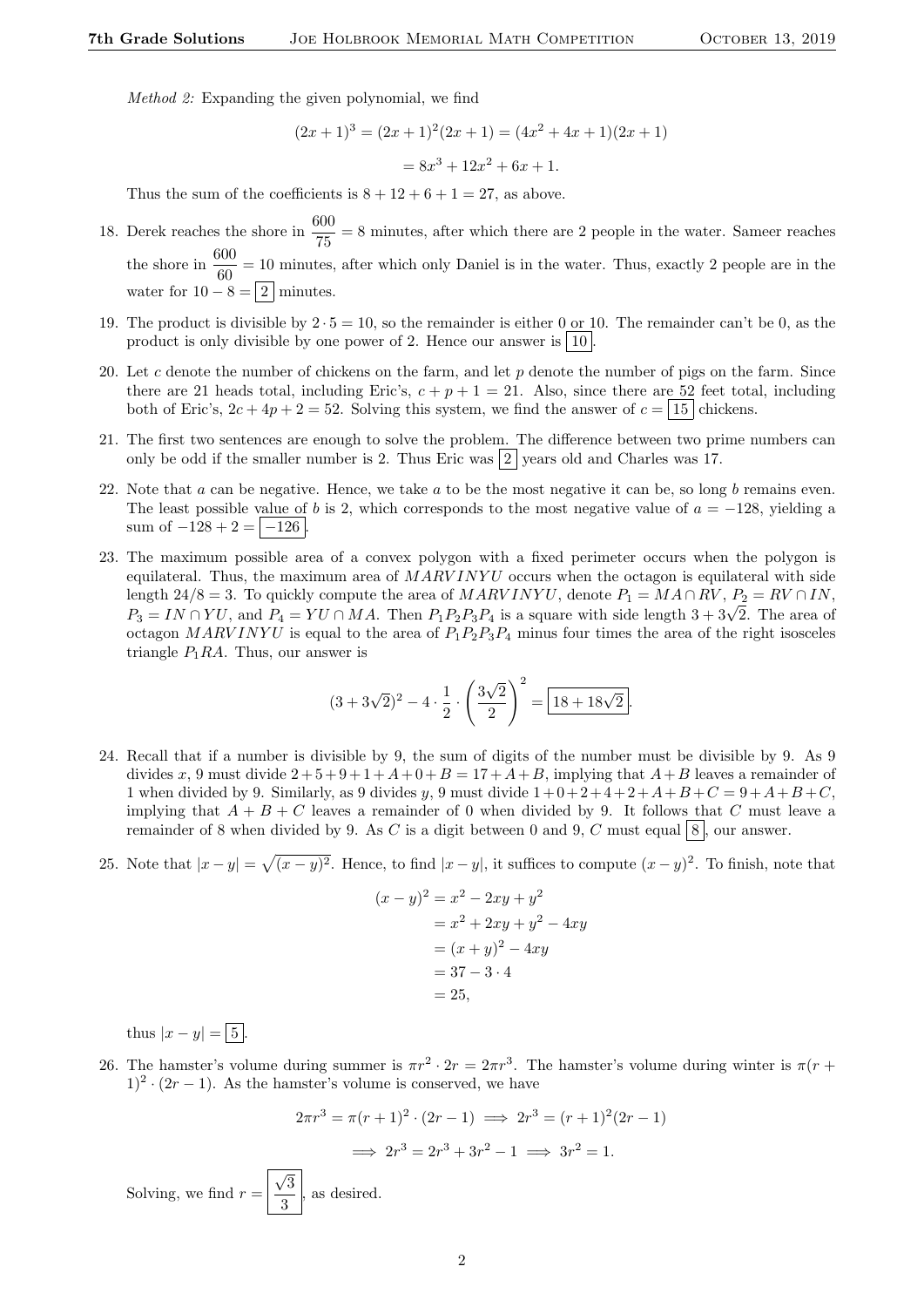*Method 2:* Expanding the given polynomial, we find

$$(2x+1)^3 = (2x+1)^2(2x+1) = (4x^2+4x+1)(2x+1)$$
$$= 8x^3+12x^2+6x+1.$$

Thus the sum of the coefficients is $8+12+6+1 = 27$, as above.

18. Derek reaches the shore in $\frac{600}{75} = 8$ minutes, after which there are 2 people in the water. Sameer reaches the shore in $\frac{600}{60} = 10$ minutes, after which only Daniel is in the water. Thus, exactly 2 people are in the water for $10 - 8 = \boxed{2}$ minutes.

19. The product is divisible by $2 \cdot 5 = 10$, so the remainder is either 0 or 10. The remainder can't be 0, as the product is only divisible by one power of 2. Hence our answer is $\boxed{10}$.

20. Let $c$ denote the number of chickens on the farm, and let $p$ denote the number of pigs on the farm. Since there are 21 heads total, including Eric's, $c+p+1 = 21$. Also, since there are 52 feet total, including both of Eric's, $2c+4p+2 = 52$. Solving this system, we find the answer of $c = \boxed{15}$ chickens.

21. The first two sentences are enough to solve the problem. The difference between two prime numbers can only be odd if the smaller number is 2. Thus Eric was $\boxed{2}$ years old and Charles was 17.

22. Note that $a$ can be negative. Hence, we take $a$ to be the most negative it can be, so long $b$ remains even. The least possible value of $b$ is 2, which corresponds to the most negative value of $a = -128$, yielding a sum of $-128+2 = \boxed{-126}$.

23. The maximum possible area of a convex polygon with a fixed perimeter occurs when the polygon is equilateral. Thus, the maximum area of $MARVINYU$ occurs when the octagon is equilateral with side length $24/8 = 3$. To quickly compute the area of $MARVINYU$, denote $P_1 = MA \cap RV$, $P_2 = RV \cap IN$, $P_3 = IN \cap YU$, and $P_4 = YU \cap MA$. Then $P_1P_2P_3P_4$ is a square with side length $3+3\sqrt{2}$. The area of octagon $MARVINYU$ is equal to the area of $P_1P_2P_3P_4$ minus four times the area of the right isosceles triangle $P_1RA$. Thus, our answer is

$$(3+3\sqrt{2})^2 - 4 \cdot \frac{1}{2} \cdot \left(\frac{3\sqrt{2}}{2}\right)^2 = \boxed{18+18\sqrt{2}}.$$

24. Recall that if a number is divisible by 9, the sum of digits of the number must be divisible by 9. As 9 divides $x$, 9 must divide $2+5+9+1+A+0+B = 17+A+B$, implying that $A+B$ leaves a remainder of 1 when divided by 9. Similarly, as 9 divides $y$, 9 must divide $1+0+2+4+2+A+B+C = 9+A+B+C$, implying that $A+B+C$ leaves a remainder of 0 when divided by 9. It follows that $C$ must leave a remainder of 8 when divided by 9. As $C$ is a digit between 0 and 9, $C$ must equal $\boxed{8}$, our answer.

25. Note that $|x-y| = \sqrt{(x-y)^2}$. Hence, to find $|x-y|$, it suffices to compute $(x-y)^2$. To finish, note that

$$\begin{aligned}(x-y)^2 &= x^2 - 2xy + y^2 \\ &= x^2 + 2xy + y^2 - 4xy \\ &= (x+y)^2 - 4xy \\ &= 37 - 3 \cdot 4 \\ &= 25,\end{aligned}$$

thus $|x-y| = \boxed{5}$.

26. The hamster's volume during summer is $\pi r^2 \cdot 2r = 2\pi r^3$. The hamster's volume during winter is $\pi(r+1)^2 \cdot (2r-1)$. As the hamster's volume is conserved, we have

$$2\pi r^3 = \pi(r+1)^2 \cdot (2r-1) \implies 2r^3 = (r+1)^2(2r-1)$$
$$\implies 2r^3 = 2r^3 + 3r^2 - 1 \implies 3r^2 = 1.$$

Solving, we find $r = \boxed{\frac{\sqrt{3}}{3}}$, as desired.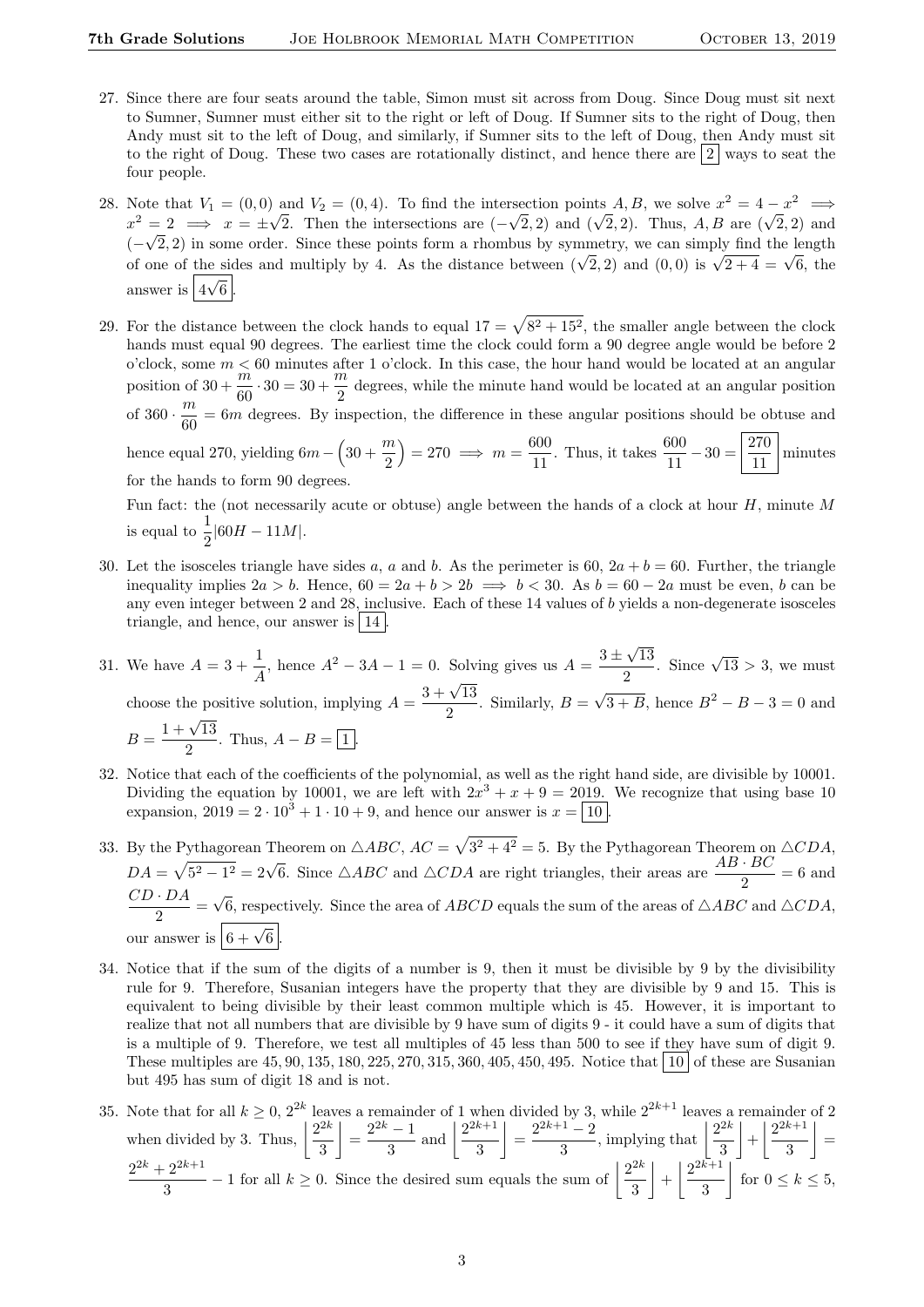27. Since there are four seats around the table, Simon must sit across from Doug. Since Doug must sit next to Sumner, Sumner must either sit to the right or left of Doug. If Sumner sits to the right of Doug, then Andy must sit to the left of Doug, and similarly, if Sumner sits to the left of Doug, then Andy must sit to the right of Doug. These two cases are rotationally distinct, and hence there are $\boxed{2}$ ways to seat the four people.

28. Note that $V_1 = (0, 0)$ and $V_2 = (0, 4)$. To find the intersection points $A, B$, we solve $x^2 = 4 - x^2 \implies x^2 = 2 \implies x = \pm\sqrt{2}$. Then the intersections are $(-\sqrt{2}, 2)$ and $(\sqrt{2}, 2)$. Thus, $A, B$ are $(\sqrt{2}, 2)$ and $(-\sqrt{2}, 2)$ in some order. Since these points form a rhombus by symmetry, we can simply find the length of one of the sides and multiply by 4. As the distance between $(\sqrt{2}, 2)$ and $(0, 0)$ is $\sqrt{2+4} = \sqrt{6}$, the answer is $\boxed{4\sqrt{6}}$.

29. For the distance between the clock hands to equal $17 = \sqrt{8^2 + 15^2}$, the smaller angle between the clock hands must equal 90 degrees. The earliest time the clock could form a 90 degree angle would be before 2 o'clock, some $m < 60$ minutes after 1 o'clock. In this case, the hour hand would be located at an angular position of $30 + \frac{m}{60} \cdot 30 = 30 + \frac{m}{2}$ degrees, while the minute hand would be located at an angular position of $360 \cdot \frac{m}{60} = 6m$ degrees. By inspection, the difference in these angular positions should be obtuse and hence equal 270, yielding $6m - \left(30 + \frac{m}{2}\right) = 270 \implies m = \frac{600}{11}$. Thus, it takes $\frac{600}{11} - 30 = \boxed{\frac{270}{11}}$ minutes for the hands to form 90 degrees.

   Fun fact: the (not necessarily acute or obtuse) angle between the hands of a clock at hour $H$, minute $M$ is equal to $\frac{1}{2}|60H - 11M|$.

30. Let the isosceles triangle have sides $a$, $a$ and $b$. As the perimeter is 60, $2a + b = 60$. Further, the triangle inequality implies $2a > b$. Hence, $60 = 2a + b > 2b \implies b < 30$. As $b = 60 - 2a$ must be even, $b$ can be any even integer between 2 and 28, inclusive. Each of these 14 values of $b$ yields a non-degenerate isosceles triangle, and hence, our answer is $\boxed{14}$.

31. We have $A = 3 + \frac{1}{A}$, hence $A^2 - 3A - 1 = 0$. Solving gives us $A = \frac{3 \pm \sqrt{13}}{2}$. Since $\sqrt{13} > 3$, we must choose the positive solution, implying $A = \frac{3 + \sqrt{13}}{2}$. Similarly, $B = \sqrt{3 + B}$, hence $B^2 - B - 3 = 0$ and $B = \frac{1 + \sqrt{13}}{2}$. Thus, $A - B = \boxed{1}$.

32. Notice that each of the coefficients of the polynomial, as well as the right hand side, are divisible by 10001. Dividing the equation by 10001, we are left with $2x^3 + x + 9 = 2019$. We recognize that using base 10 expansion, $2019 = 2 \cdot 10^3 + 1 \cdot 10 + 9$, and hence our answer is $x = \boxed{10}$.

33. By the Pythagorean Theorem on $\triangle ABC$, $AC = \sqrt{3^2 + 4^2} = 5$. By the Pythagorean Theorem on $\triangle CDA$, $DA = \sqrt{5^2 - 1^2} = 2\sqrt{6}$. Since $\triangle ABC$ and $\triangle CDA$ are right triangles, their areas are $\frac{AB \cdot BC}{2} = 6$ and $\frac{CD \cdot DA}{2} = \sqrt{6}$, respectively. Since the area of $ABCD$ equals the sum of the areas of $\triangle ABC$ and $\triangle CDA$, our answer is $\boxed{6 + \sqrt{6}}$.

34. Notice that if the sum of the digits of a number is 9, then it must be divisible by 9 by the divisibility rule for 9. Therefore, Susanian integers have the property that they are divisible by 9 and 15. This is equivalent to being divisible by their least common multiple which is 45. However, it is important to realize that not all numbers that are divisible by 9 have sum of digits 9 - it could have a sum of digits that is a multiple of 9. Therefore, we test all multiples of 45 less than 500 to see if they have sum of digit 9. These multiples are $45, 90, 135, 180, 225, 270, 315, 360, 405, 450, 495$. Notice that $\boxed{10}$ of these are Susanian but 495 has sum of digit 18 and is not.

35. Note that for all $k \geq 0$, $2^{2k}$ leaves a remainder of 1 when divided by 3, while $2^{2k+1}$ leaves a remainder of 2 when divided by 3. Thus, $\left\lfloor \frac{2^{2k}}{3} \right\rfloor = \frac{2^{2k} - 1}{3}$ and $\left\lfloor \frac{2^{2k+1}}{3} \right\rfloor = \frac{2^{2k+1} - 2}{3}$, implying that $\left\lfloor \frac{2^{2k}}{3} \right\rfloor + \left\lfloor \frac{2^{2k+1}}{3} \right\rfloor = \frac{2^{2k} + 2^{2k+1}}{3} - 1$ for all $k \geq 0$. Since the desired sum equals the sum of $\left\lfloor \frac{2^{2k}}{3} \right\rfloor + \left\lfloor \frac{2^{2k+1}}{3} \right\rfloor$ for $0 \leq k \leq 5$,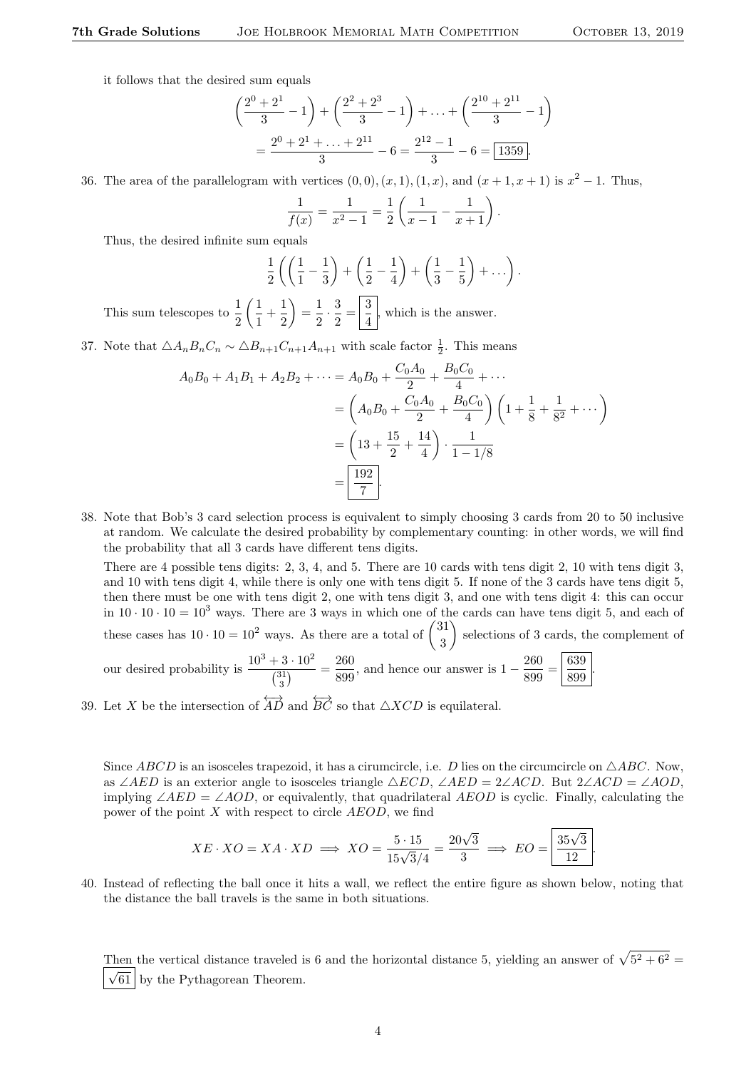it follows that the desired sum equals

$$\left(\frac{2^0+2^1}{3}-1\right)+\left(\frac{2^2+2^3}{3}-1\right)+\ldots+\left(\frac{2^{10}+2^{11}}{3}-1\right)$$
$$=\frac{2^0+2^1+\ldots+2^{11}}{3}-6=\frac{2^{12}-1}{3}-6=\boxed{1359}.$$

36. The area of the parallelogram with vertices $(0,0),(x,1),(1,x)$, and $(x+1,x+1)$ is $x^2-1$. Thus,

$$\frac{1}{f(x)}=\frac{1}{x^2-1}=\frac{1}{2}\left(\frac{1}{x-1}-\frac{1}{x+1}\right).$$

Thus, the desired infinite sum equals

$$\frac{1}{2}\left(\left(\frac{1}{1}-\frac{1}{3}\right)+\left(\frac{1}{2}-\frac{1}{4}\right)+\left(\frac{1}{3}-\frac{1}{5}\right)+\ldots\right).$$

This sum telescopes to $\frac{1}{2}\left(\frac{1}{1}+\frac{1}{2}\right)=\frac{1}{2}\cdot\frac{3}{2}=\boxed{\frac{3}{4}}$, which is the answer.

37. Note that $\triangle A_nB_nC_n\sim\triangle B_{n+1}C_{n+1}A_{n+1}$ with scale factor $\frac{1}{2}$. This means

$$\begin{aligned}
A_0B_0+A_1B_1+A_2B_2+\cdots &= A_0B_0+\frac{C_0A_0}{2}+\frac{B_0C_0}{4}+\cdots\\
&=\left(A_0B_0+\frac{C_0A_0}{2}+\frac{B_0C_0}{4}\right)\left(1+\frac{1}{8}+\frac{1}{8^2}+\cdots\right)\\
&=\left(13+\frac{15}{2}+\frac{14}{4}\right)\cdot\frac{1}{1-1/8}\\
&=\boxed{\frac{192}{7}}.
\end{aligned}$$

38. Note that Bob's 3 card selection process is equivalent to simply choosing 3 cards from 20 to 50 inclusive at random. We calculate the desired probability by complementary counting: in other words, we will find the probability that all 3 cards have different tens digits.

There are 4 possible tens digits: 2, 3, 4, and 5. There are 10 cards with tens digit 2, 10 with tens digit 3, and 10 with tens digit 4, while there is only one with tens digit 5. If none of the 3 cards have tens digit 5, then there must be one with tens digit 2, one with tens digit 3, and one with tens digit 4: this can occur in $10\cdot10\cdot10=10^3$ ways. There are 3 ways in which one of the cards can have tens digit 5, and each of these cases has $10\cdot10=10^2$ ways. As there are a total of $\binom{31}{3}$ selections of 3 cards, the complement of our desired probability is $\frac{10^3+3\cdot10^2}{\binom{31}{3}}=\frac{260}{899}$, and hence our answer is $1-\frac{260}{899}=\boxed{\frac{639}{899}}$.

39. Let $X$ be the intersection of $\overleftrightarrow{AD}$ and $\overleftrightarrow{BC}$ so that $\triangle XCD$ is equilateral.

Since $ABCD$ is an isosceles trapezoid, it has a cirumcircle, i.e. $D$ lies on the circumcircle on $\triangle ABC$. Now, as $\angle AED$ is an exterior angle to isosceles triangle $\triangle ECD$, $\angle AED=2\angle ACD$. But $2\angle ACD=\angle AOD$, implying $\angle AED=\angle AOD$, or equivalently, that quadrilateral $AEOD$ is cyclic. Finally, calculating the power of the point $X$ with respect to circle $AEOD$, we find

$$XE\cdot XO=XA\cdot XD\implies XO=\frac{5\cdot15}{15\sqrt{3}/4}=\frac{20\sqrt{3}}{3}\implies EO=\boxed{\frac{35\sqrt{3}}{12}}.$$

40. Instead of reflecting the ball once it hits a wall, we reflect the entire figure as shown below, noting that the distance the ball travels is the same in both situations.

Then the vertical distance traveled is 6 and the horizontal distance 5, yielding an answer of $\sqrt{5^2+6^2}=\boxed{\sqrt{61}}$ by the Pythagorean Theorem.